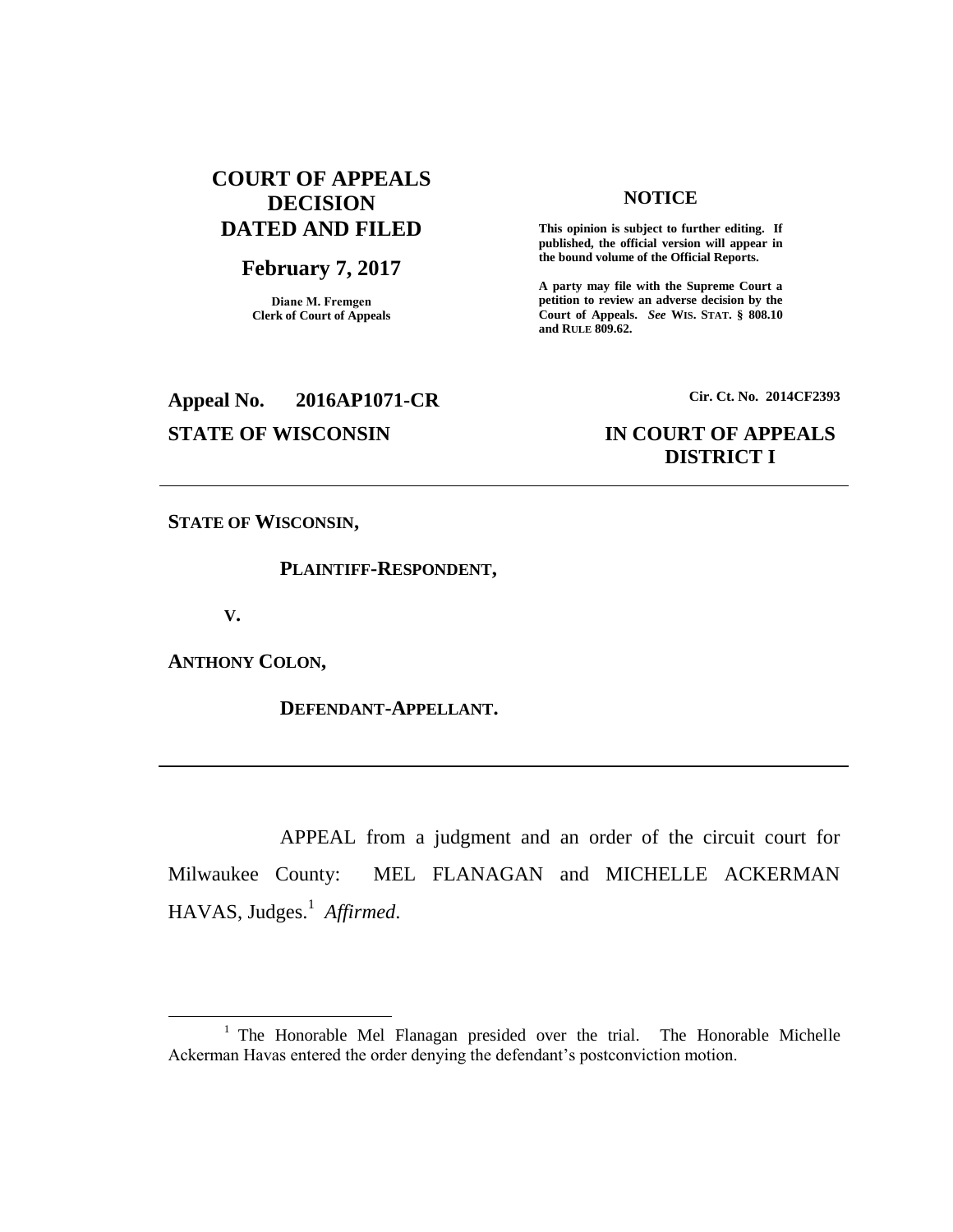**COURT OF APPEALS DECISION DATED AND FILED**

**February 7, 2017**

**Diane M. Fremgen**
**Clerk of Court of Appeals**

**NOTICE**

**This opinion is subject to further editing. If published, the official version will appear in the bound volume of the Official Reports.**

**A party may file with the Supreme Court a petition to review an adverse decision by the Court of Appeals.** ***See*** **WIS. STAT. § 808.10 and RULE 809.62.**

**Appeal No. 2016AP1071-CR**

**Cir. Ct. No. 2014CF2393**

**STATE OF WISCONSIN**

**IN COURT OF APPEALS**
**DISTRICT I**

---

**STATE OF WISCONSIN,**

**PLAINTIFF-RESPONDENT,**

**V.**

**ANTHONY COLON,**

**DEFENDANT-APPELLANT.**

---

APPEAL from a judgment and an order of the circuit court for Milwaukee County: MEL FLANAGAN and MICHELLE ACKERMAN HAVAS, Judges.[1] *Affirmed*.

---

[1] The Honorable Mel Flanagan presided over the trial. The Honorable Michelle Ackerman Havas entered the order denying the defendant's postconviction motion.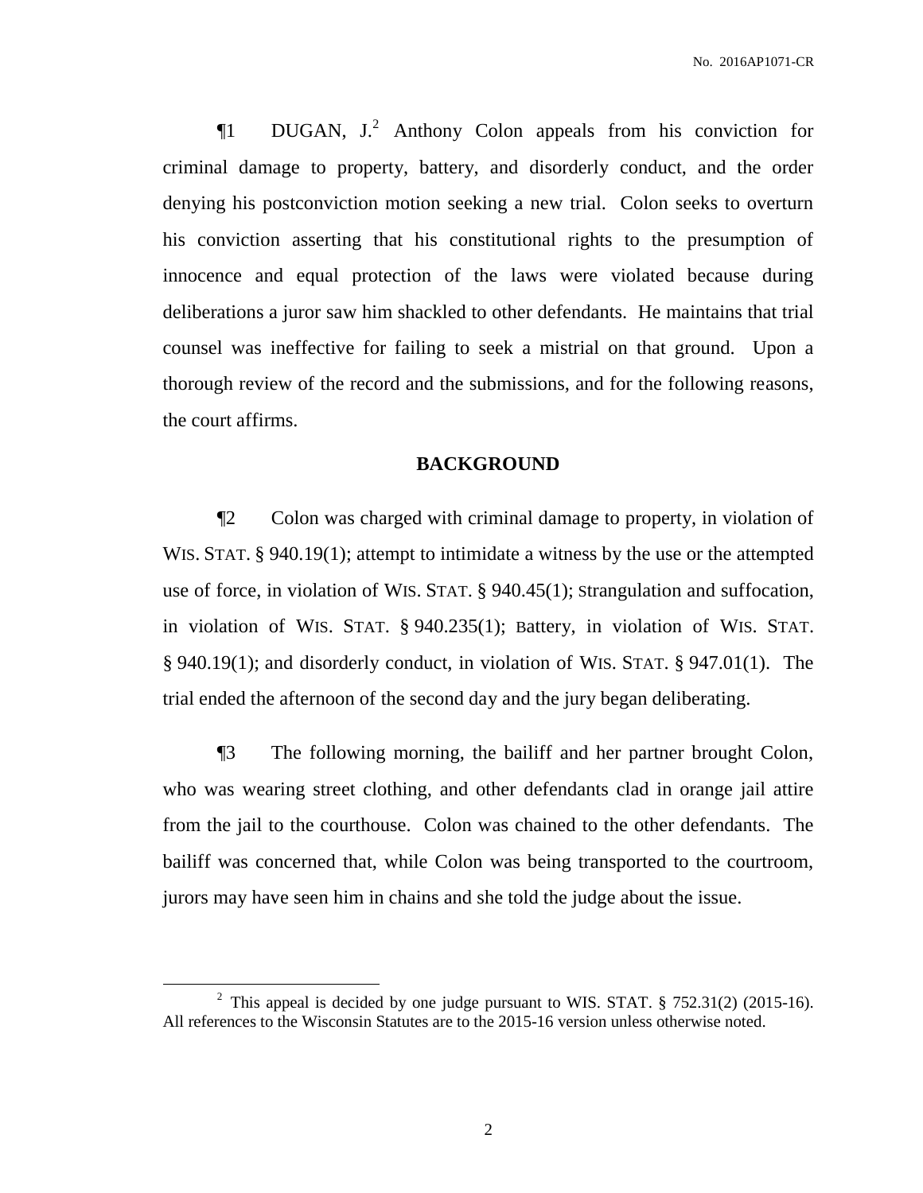¶1 DUGAN, J.[2] Anthony Colon appeals from his conviction for criminal damage to property, battery, and disorderly conduct, and the order denying his postconviction motion seeking a new trial. Colon seeks to overturn his conviction asserting that his constitutional rights to the presumption of innocence and equal protection of the laws were violated because during deliberations a juror saw him shackled to other defendants. He maintains that trial counsel was ineffective for failing to seek a mistrial on that ground. Upon a thorough review of the record and the submissions, and for the following reasons, the court affirms.

## BACKGROUND

¶2 Colon was charged with criminal damage to property, in violation of WIS. STAT. § 940.19(1); attempt to intimidate a witness by the use or the attempted use of force, in violation of WIS. STAT. § 940.45(1); Strangulation and suffocation, in violation of WIS. STAT. § 940.235(1); Battery, in violation of WIS. STAT. § 940.19(1); and disorderly conduct, in violation of WIS. STAT. § 947.01(1). The trial ended the afternoon of the second day and the jury began deliberating.

¶3 The following morning, the bailiff and her partner brought Colon, who was wearing street clothing, and other defendants clad in orange jail attire from the jail to the courthouse. Colon was chained to the other defendants. The bailiff was concerned that, while Colon was being transported to the courtroom, jurors may have seen him in chains and she told the judge about the issue.

---

[2] This appeal is decided by one judge pursuant to WIS. STAT. § 752.31(2) (2015-16). All references to the Wisconsin Statutes are to the 2015-16 version unless otherwise noted.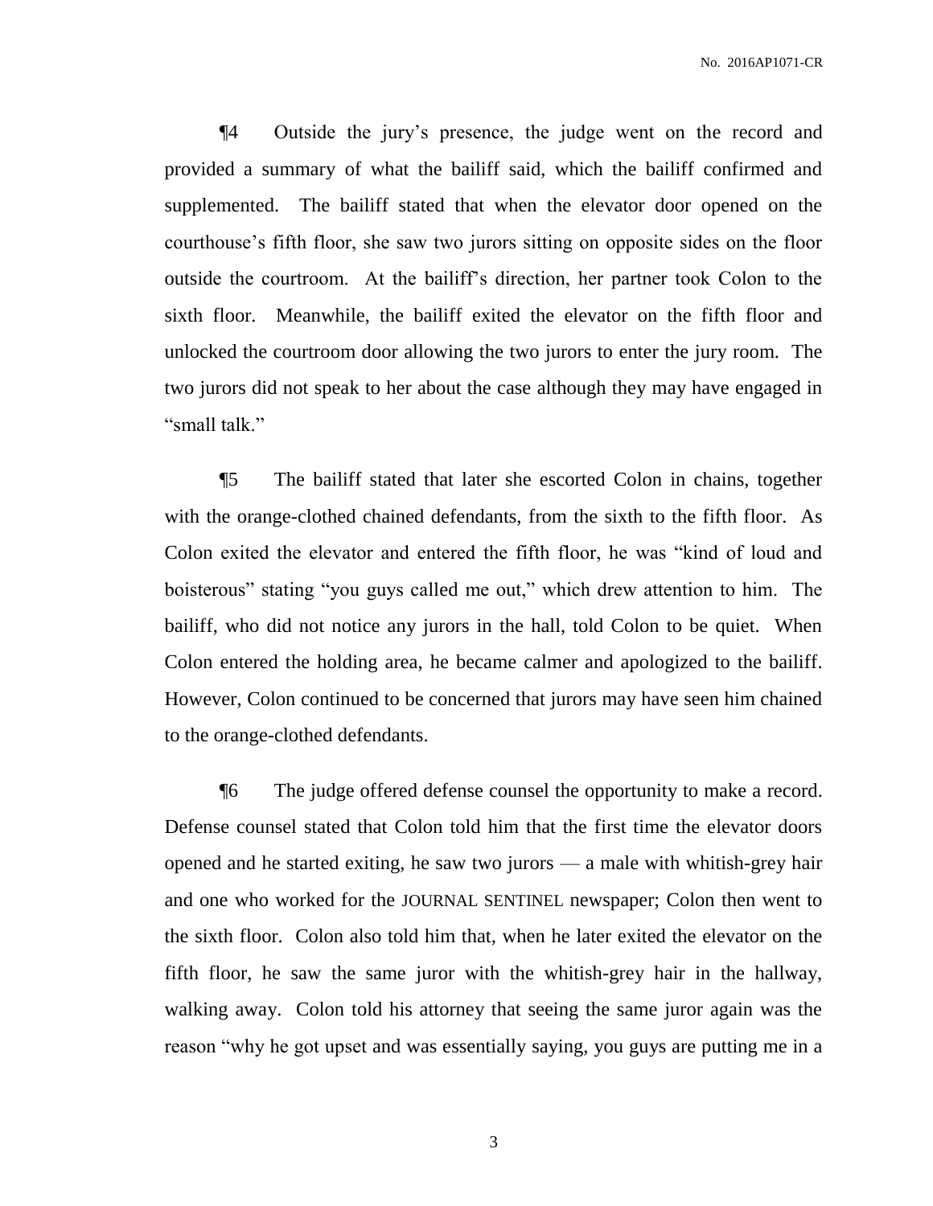¶4 Outside the jury's presence, the judge went on the record and provided a summary of what the bailiff said, which the bailiff confirmed and supplemented. The bailiff stated that when the elevator door opened on the courthouse's fifth floor, she saw two jurors sitting on opposite sides on the floor outside the courtroom. At the bailiff's direction, her partner took Colon to the sixth floor. Meanwhile, the bailiff exited the elevator on the fifth floor and unlocked the courtroom door allowing the two jurors to enter the jury room. The two jurors did not speak to her about the case although they may have engaged in "small talk."

¶5 The bailiff stated that later she escorted Colon in chains, together with the orange-clothed chained defendants, from the sixth to the fifth floor. As Colon exited the elevator and entered the fifth floor, he was "kind of loud and boisterous" stating "you guys called me out," which drew attention to him. The bailiff, who did not notice any jurors in the hall, told Colon to be quiet. When Colon entered the holding area, he became calmer and apologized to the bailiff. However, Colon continued to be concerned that jurors may have seen him chained to the orange-clothed defendants.

¶6 The judge offered defense counsel the opportunity to make a record. Defense counsel stated that Colon told him that the first time the elevator doors opened and he started exiting, he saw two jurors — a male with whitish-grey hair and one who worked for the JOURNAL SENTINEL newspaper; Colon then went to the sixth floor. Colon also told him that, when he later exited the elevator on the fifth floor, he saw the same juror with the whitish-grey hair in the hallway, walking away. Colon told his attorney that seeing the same juror again was the reason "why he got upset and was essentially saying, you guys are putting me in a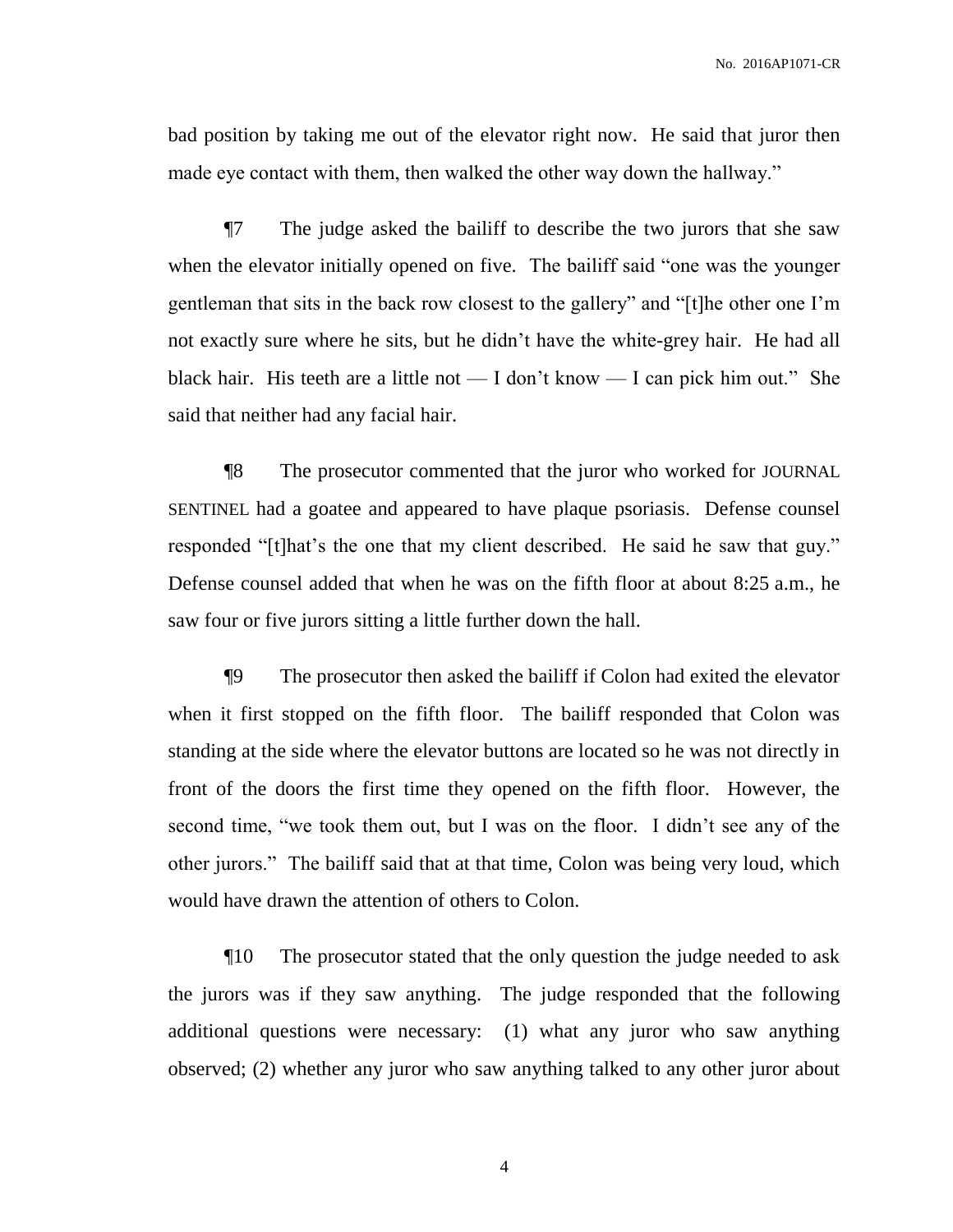bad position by taking me out of the elevator right now. He said that juror then made eye contact with them, then walked the other way down the hallway."

¶7 The judge asked the bailiff to describe the two jurors that she saw when the elevator initially opened on five. The bailiff said "one was the younger gentleman that sits in the back row closest to the gallery" and "[t]he other one I'm not exactly sure where he sits, but he didn't have the white-grey hair. He had all black hair. His teeth are a little not — I don't know — I can pick him out." She said that neither had any facial hair.

¶8 The prosecutor commented that the juror who worked for JOURNAL SENTINEL had a goatee and appeared to have plaque psoriasis. Defense counsel responded "[t]hat's the one that my client described. He said he saw that guy." Defense counsel added that when he was on the fifth floor at about 8:25 a.m., he saw four or five jurors sitting a little further down the hall.

¶9 The prosecutor then asked the bailiff if Colon had exited the elevator when it first stopped on the fifth floor. The bailiff responded that Colon was standing at the side where the elevator buttons are located so he was not directly in front of the doors the first time they opened on the fifth floor. However, the second time, "we took them out, but I was on the floor. I didn't see any of the other jurors." The bailiff said that at that time, Colon was being very loud, which would have drawn the attention of others to Colon.

¶10 The prosecutor stated that the only question the judge needed to ask the jurors was if they saw anything. The judge responded that the following additional questions were necessary: (1) what any juror who saw anything observed; (2) whether any juror who saw anything talked to any other juror about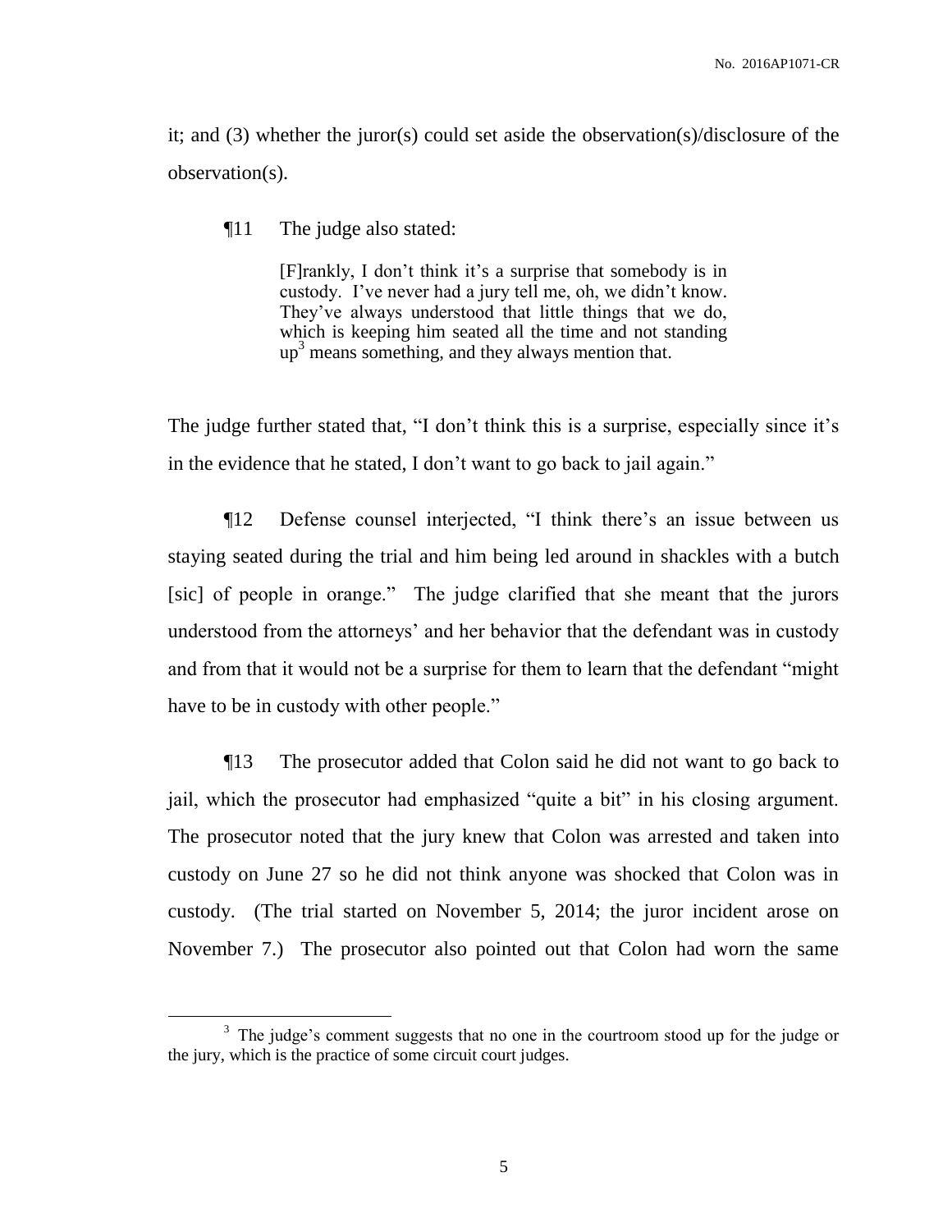it; and (3) whether the juror(s) could set aside the observation(s)/disclosure of the observation(s).

¶11 The judge also stated:

> [F]rankly, I don't think it's a surprise that somebody is in custody. I've never had a jury tell me, oh, we didn't know. They've always understood that little things that we do, which is keeping him seated all the time and not standing up[3] means something, and they always mention that.

The judge further stated that, "I don't think this is a surprise, especially since it's in the evidence that he stated, I don't want to go back to jail again."

¶12 Defense counsel interjected, "I think there's an issue between us staying seated during the trial and him being led around in shackles with a butch [sic] of people in orange." The judge clarified that she meant that the jurors understood from the attorneys' and her behavior that the defendant was in custody and from that it would not be a surprise for them to learn that the defendant "might have to be in custody with other people."

¶13 The prosecutor added that Colon said he did not want to go back to jail, which the prosecutor had emphasized "quite a bit" in his closing argument. The prosecutor noted that the jury knew that Colon was arrested and taken into custody on June 27 so he did not think anyone was shocked that Colon was in custody. (The trial started on November 5, 2014; the juror incident arose on November 7.) The prosecutor also pointed out that Colon had worn the same

---

[3] The judge's comment suggests that no one in the courtroom stood up for the judge or the jury, which is the practice of some circuit court judges.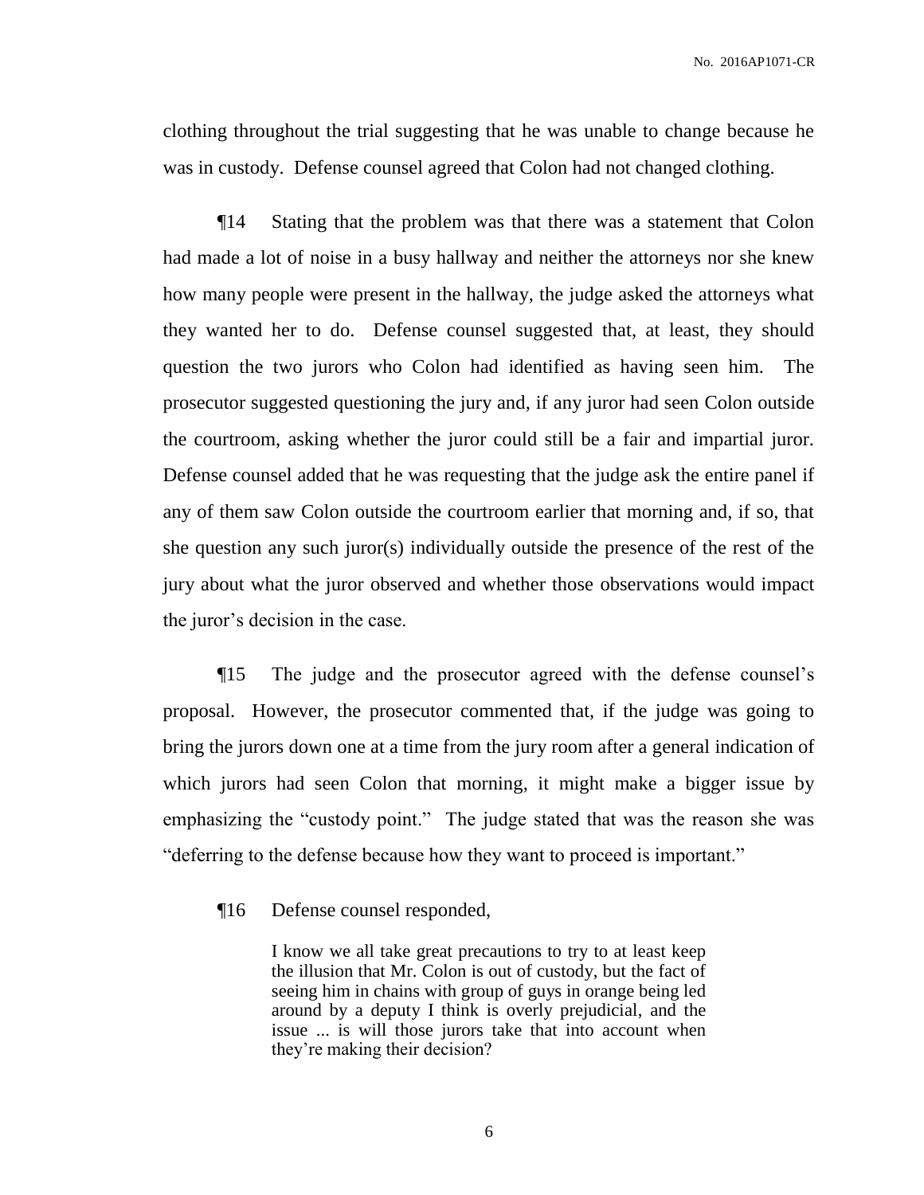clothing throughout the trial suggesting that he was unable to change because he was in custody. Defense counsel agreed that Colon had not changed clothing.

¶14 Stating that the problem was that there was a statement that Colon had made a lot of noise in a busy hallway and neither the attorneys nor she knew how many people were present in the hallway, the judge asked the attorneys what they wanted her to do. Defense counsel suggested that, at least, they should question the two jurors who Colon had identified as having seen him. The prosecutor suggested questioning the jury and, if any juror had seen Colon outside the courtroom, asking whether the juror could still be a fair and impartial juror. Defense counsel added that he was requesting that the judge ask the entire panel if any of them saw Colon outside the courtroom earlier that morning and, if so, that she question any such juror(s) individually outside the presence of the rest of the jury about what the juror observed and whether those observations would impact the juror's decision in the case.

¶15 The judge and the prosecutor agreed with the defense counsel's proposal. However, the prosecutor commented that, if the judge was going to bring the jurors down one at a time from the jury room after a general indication of which jurors had seen Colon that morning, it might make a bigger issue by emphasizing the "custody point." The judge stated that was the reason she was "deferring to the defense because how they want to proceed is important."

¶16 Defense counsel responded,

> I know we all take great precautions to try to at least keep the illusion that Mr. Colon is out of custody, but the fact of seeing him in chains with group of guys in orange being led around by a deputy I think is overly prejudicial, and the issue ... is will those jurors take that into account when they're making their decision?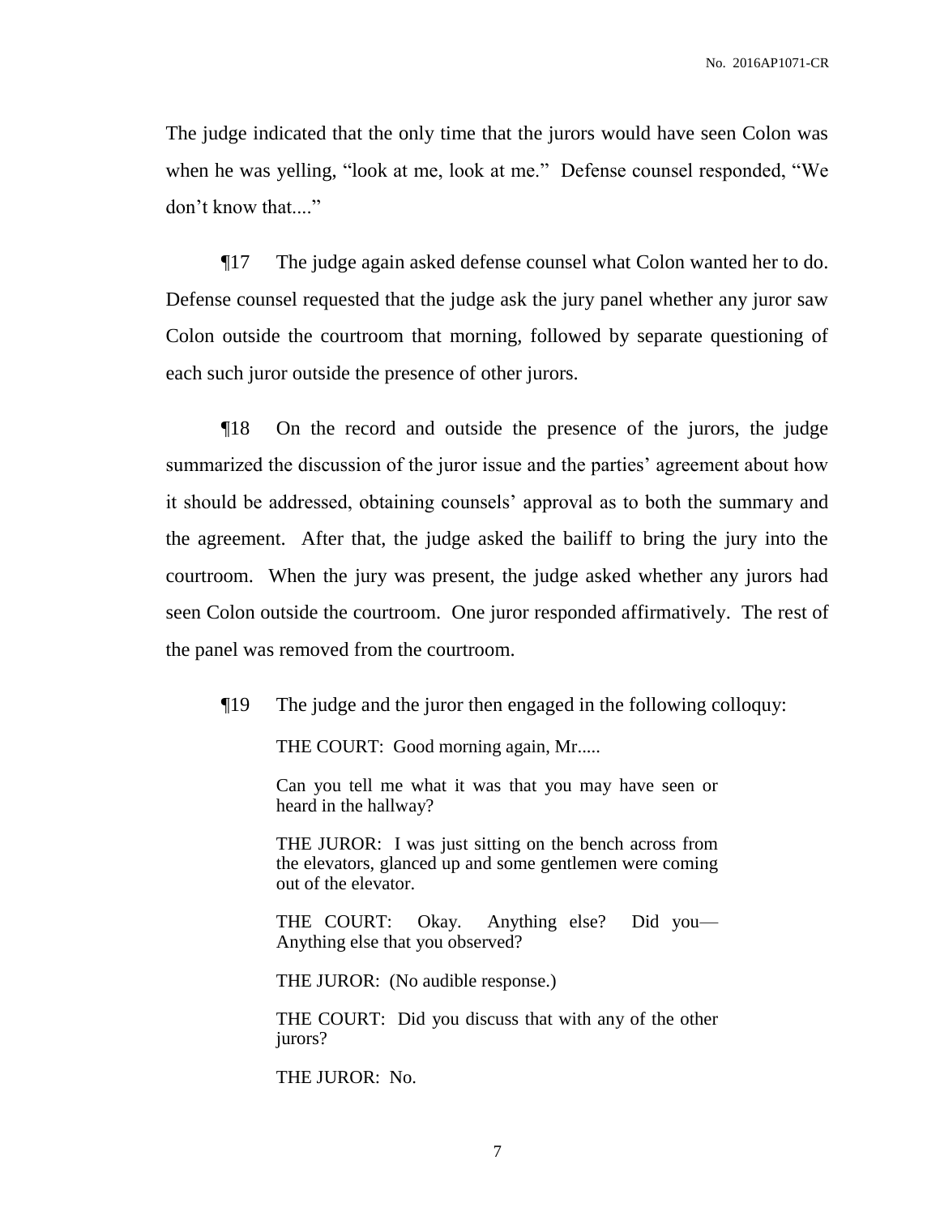The judge indicated that the only time that the jurors would have seen Colon was when he was yelling, "look at me, look at me." Defense counsel responded, "We don't know that...."

¶17 The judge again asked defense counsel what Colon wanted her to do. Defense counsel requested that the judge ask the jury panel whether any juror saw Colon outside the courtroom that morning, followed by separate questioning of each such juror outside the presence of other jurors.

¶18 On the record and outside the presence of the jurors, the judge summarized the discussion of the juror issue and the parties' agreement about how it should be addressed, obtaining counsels' approval as to both the summary and the agreement. After that, the judge asked the bailiff to bring the jury into the courtroom. When the jury was present, the judge asked whether any jurors had seen Colon outside the courtroom. One juror responded affirmatively. The rest of the panel was removed from the courtroom.

¶19 The judge and the juror then engaged in the following colloquy:

> THE COURT: Good morning again, Mr.....
>
> Can you tell me what it was that you may have seen or heard in the hallway?
>
> THE JUROR: I was just sitting on the bench across from the elevators, glanced up and some gentlemen were coming out of the elevator.
>
> THE COURT: Okay. Anything else? Did you— Anything else that you observed?
>
> THE JUROR: (No audible response.)
>
> THE COURT: Did you discuss that with any of the other jurors?
>
> THE JUROR: No.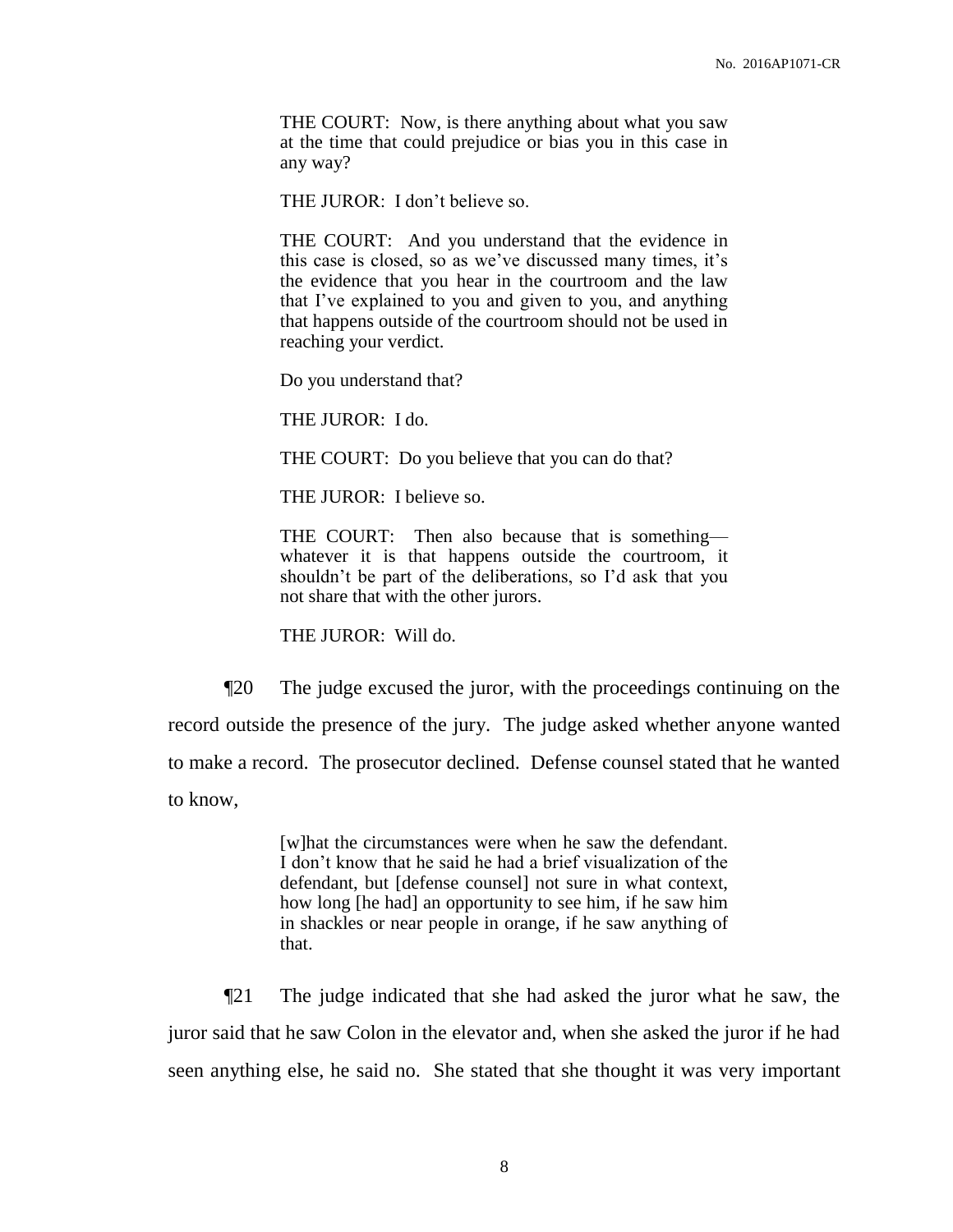> THE COURT: Now, is there anything about what you saw at the time that could prejudice or bias you in this case in any way?
>
> THE JUROR: I don't believe so.
>
> THE COURT: And you understand that the evidence in this case is closed, so as we've discussed many times, it's the evidence that you hear in the courtroom and the law that I've explained to you and given to you, and anything that happens outside of the courtroom should not be used in reaching your verdict.
>
> Do you understand that?
>
> THE JUROR: I do.
>
> THE COURT: Do you believe that you can do that?
>
> THE JUROR: I believe so.
>
> THE COURT: Then also because that is something—whatever it is that happens outside the courtroom, it shouldn't be part of the deliberations, so I'd ask that you not share that with the other jurors.
>
> THE JUROR: Will do.

¶20 The judge excused the juror, with the proceedings continuing on the record outside the presence of the jury. The judge asked whether anyone wanted to make a record. The prosecutor declined. Defense counsel stated that he wanted to know,

> [w]hat the circumstances were when he saw the defendant. I don't know that he said he had a brief visualization of the defendant, but [defense counsel] not sure in what context, how long [he had] an opportunity to see him, if he saw him in shackles or near people in orange, if he saw anything of that.

¶21 The judge indicated that she had asked the juror what he saw, the juror said that he saw Colon in the elevator and, when she asked the juror if he had seen anything else, he said no. She stated that she thought it was very important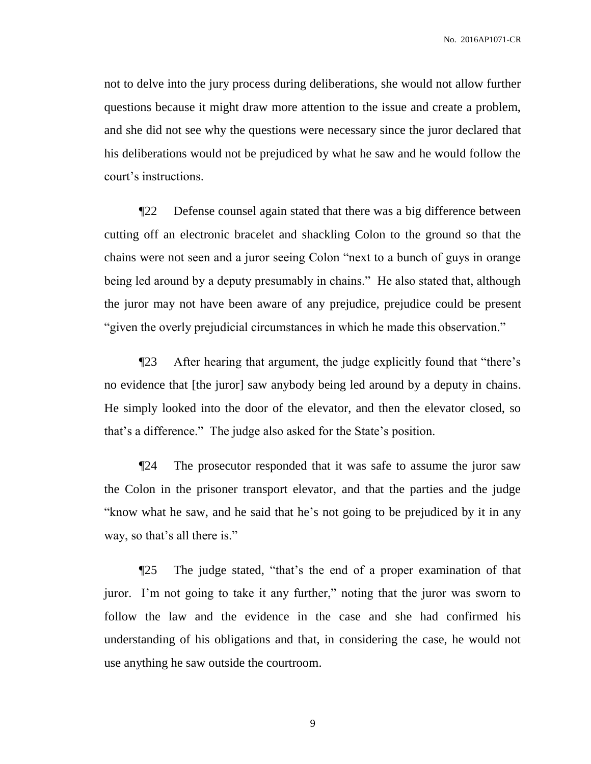not to delve into the jury process during deliberations, she would not allow further questions because it might draw more attention to the issue and create a problem, and she did not see why the questions were necessary since the juror declared that his deliberations would not be prejudiced by what he saw and he would follow the court's instructions.

¶22 Defense counsel again stated that there was a big difference between cutting off an electronic bracelet and shackling Colon to the ground so that the chains were not seen and a juror seeing Colon "next to a bunch of guys in orange being led around by a deputy presumably in chains." He also stated that, although the juror may not have been aware of any prejudice, prejudice could be present "given the overly prejudicial circumstances in which he made this observation."

¶23 After hearing that argument, the judge explicitly found that "there's no evidence that [the juror] saw anybody being led around by a deputy in chains. He simply looked into the door of the elevator, and then the elevator closed, so that's a difference." The judge also asked for the State's position.

¶24 The prosecutor responded that it was safe to assume the juror saw the Colon in the prisoner transport elevator, and that the parties and the judge "know what he saw, and he said that he's not going to be prejudiced by it in any way, so that's all there is."

¶25 The judge stated, "that's the end of a proper examination of that juror. I'm not going to take it any further," noting that the juror was sworn to follow the law and the evidence in the case and she had confirmed his understanding of his obligations and that, in considering the case, he would not use anything he saw outside the courtroom.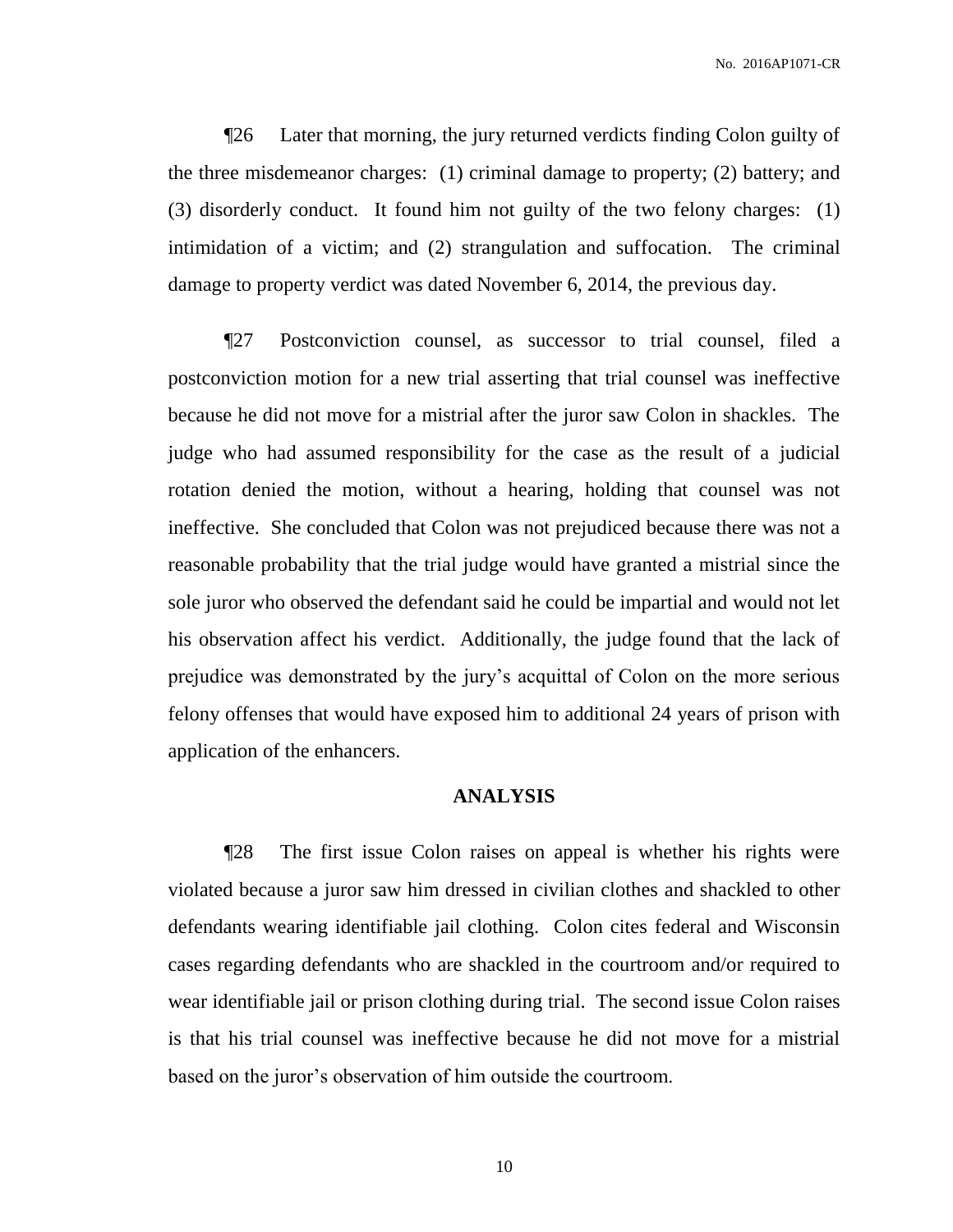¶26 Later that morning, the jury returned verdicts finding Colon guilty of the three misdemeanor charges: (1) criminal damage to property; (2) battery; and (3) disorderly conduct. It found him not guilty of the two felony charges: (1) intimidation of a victim; and (2) strangulation and suffocation. The criminal damage to property verdict was dated November 6, 2014, the previous day.

¶27 Postconviction counsel, as successor to trial counsel, filed a postconviction motion for a new trial asserting that trial counsel was ineffective because he did not move for a mistrial after the juror saw Colon in shackles. The judge who had assumed responsibility for the case as the result of a judicial rotation denied the motion, without a hearing, holding that counsel was not ineffective. She concluded that Colon was not prejudiced because there was not a reasonable probability that the trial judge would have granted a mistrial since the sole juror who observed the defendant said he could be impartial and would not let his observation affect his verdict. Additionally, the judge found that the lack of prejudice was demonstrated by the jury's acquittal of Colon on the more serious felony offenses that would have exposed him to additional 24 years of prison with application of the enhancers.

## ANALYSIS

¶28 The first issue Colon raises on appeal is whether his rights were violated because a juror saw him dressed in civilian clothes and shackled to other defendants wearing identifiable jail clothing. Colon cites federal and Wisconsin cases regarding defendants who are shackled in the courtroom and/or required to wear identifiable jail or prison clothing during trial. The second issue Colon raises is that his trial counsel was ineffective because he did not move for a mistrial based on the juror's observation of him outside the courtroom.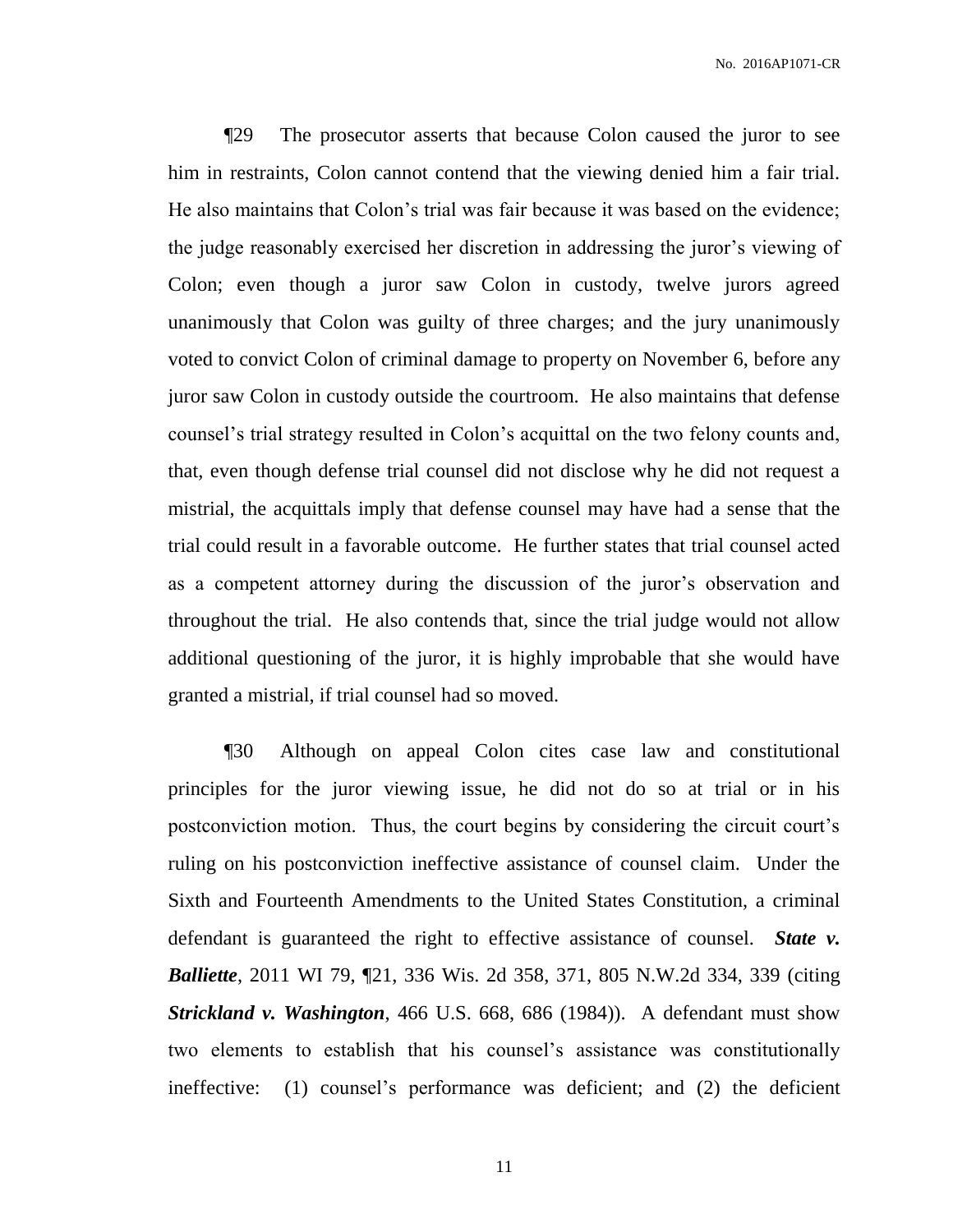¶29 The prosecutor asserts that because Colon caused the juror to see him in restraints, Colon cannot contend that the viewing denied him a fair trial. He also maintains that Colon's trial was fair because it was based on the evidence; the judge reasonably exercised her discretion in addressing the juror's viewing of Colon; even though a juror saw Colon in custody, twelve jurors agreed unanimously that Colon was guilty of three charges; and the jury unanimously voted to convict Colon of criminal damage to property on November 6, before any juror saw Colon in custody outside the courtroom. He also maintains that defense counsel's trial strategy resulted in Colon's acquittal on the two felony counts and, that, even though defense trial counsel did not disclose why he did not request a mistrial, the acquittals imply that defense counsel may have had a sense that the trial could result in a favorable outcome. He further states that trial counsel acted as a competent attorney during the discussion of the juror's observation and throughout the trial. He also contends that, since the trial judge would not allow additional questioning of the juror, it is highly improbable that she would have granted a mistrial, if trial counsel had so moved.

¶30 Although on appeal Colon cites case law and constitutional principles for the juror viewing issue, he did not do so at trial or in his postconviction motion. Thus, the court begins by considering the circuit court's ruling on his postconviction ineffective assistance of counsel claim. Under the Sixth and Fourteenth Amendments to the United States Constitution, a criminal defendant is guaranteed the right to effective assistance of counsel. ***State v. Balliette***, 2011 WI 79, ¶21, 336 Wis. 2d 358, 371, 805 N.W.2d 334, 339 (citing ***Strickland v. Washington***, 466 U.S. 668, 686 (1984)). A defendant must show two elements to establish that his counsel's assistance was constitutionally ineffective: (1) counsel's performance was deficient; and (2) the deficient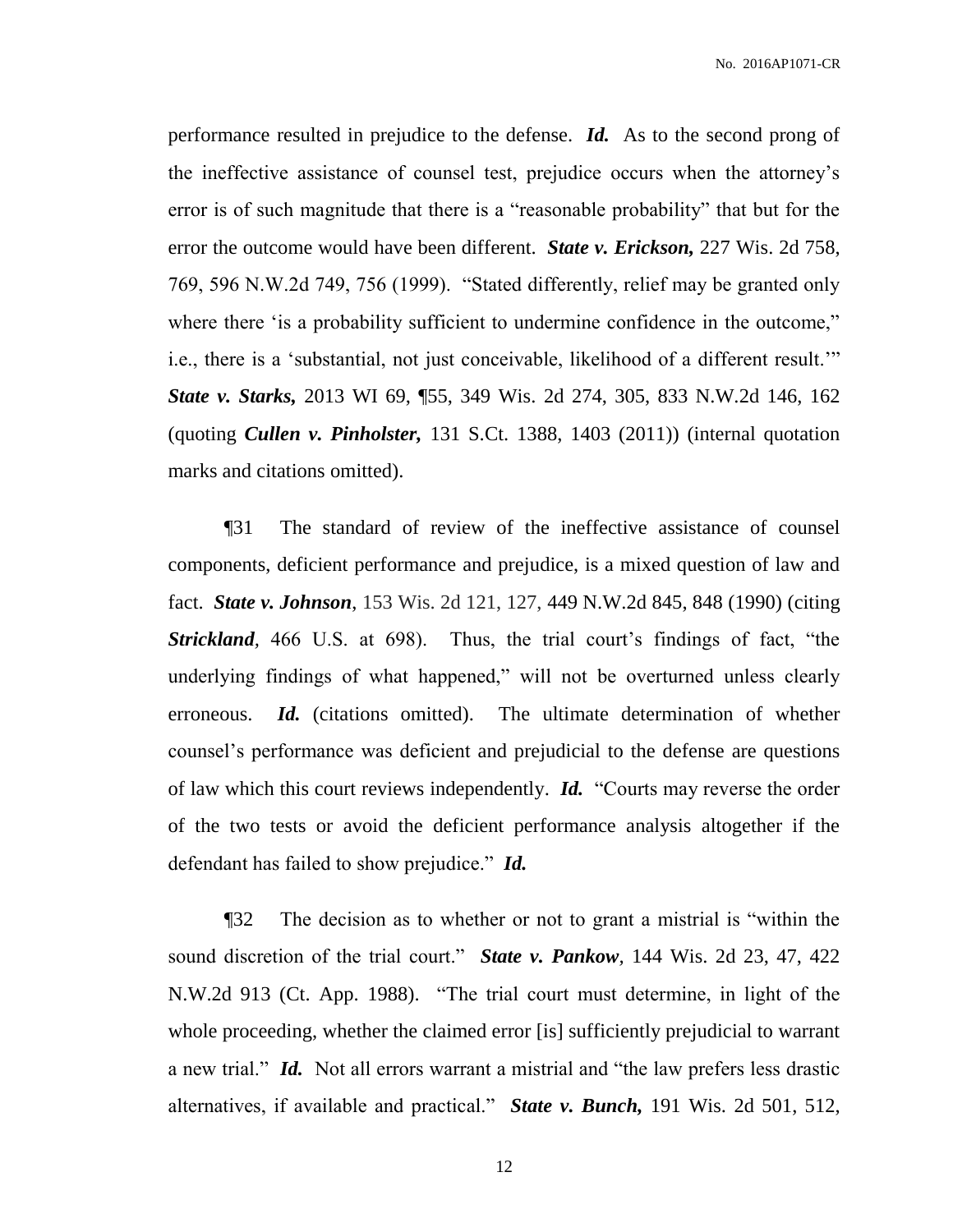performance resulted in prejudice to the defense. ***Id.*** As to the second prong of the ineffective assistance of counsel test, prejudice occurs when the attorney's error is of such magnitude that there is a "reasonable probability" that but for the error the outcome would have been different. ***State v. Erickson,*** 227 Wis. 2d 758, 769, 596 N.W.2d 749, 756 (1999). "Stated differently, relief may be granted only where there 'is a probability sufficient to undermine confidence in the outcome," i.e., there is a 'substantial, not just conceivable, likelihood of a different result.'" ***State v. Starks,*** 2013 WI 69, ¶55, 349 Wis. 2d 274, 305, 833 N.W.2d 146, 162 (quoting ***Cullen v. Pinholster,*** 131 S.Ct. 1388, 1403 (2011)) (internal quotation marks and citations omitted).

¶31 The standard of review of the ineffective assistance of counsel components, deficient performance and prejudice, is a mixed question of law and fact. ***State v. Johnson***, 153 Wis. 2d 121, 127, 449 N.W.2d 845, 848 (1990) (citing ***Strickland***, 466 U.S. at 698). Thus, the trial court's findings of fact, "the underlying findings of what happened," will not be overturned unless clearly erroneous. ***Id.*** (citations omitted). The ultimate determination of whether counsel's performance was deficient and prejudicial to the defense are questions of law which this court reviews independently. ***Id.*** "Courts may reverse the order of the two tests or avoid the deficient performance analysis altogether if the defendant has failed to show prejudice." ***Id.***

¶32 The decision as to whether or not to grant a mistrial is "within the sound discretion of the trial court." ***State v. Pankow***, 144 Wis. 2d 23, 47, 422 N.W.2d 913 (Ct. App. 1988). "The trial court must determine, in light of the whole proceeding, whether the claimed error [is] sufficiently prejudicial to warrant a new trial." ***Id.*** Not all errors warrant a mistrial and "the law prefers less drastic alternatives, if available and practical." ***State v. Bunch,*** 191 Wis. 2d 501, 512,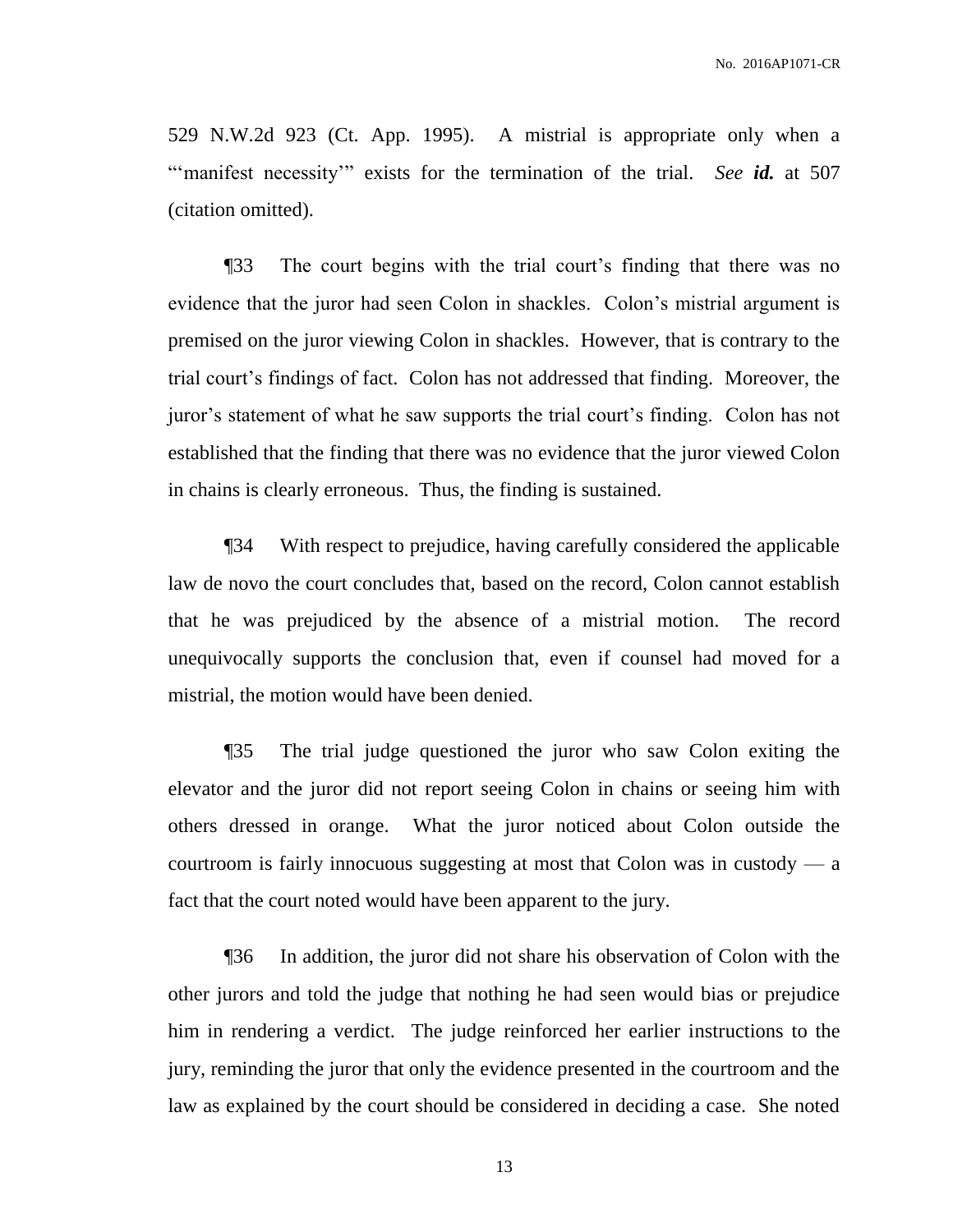529 N.W.2d 923 (Ct. App. 1995). A mistrial is appropriate only when a "'manifest necessity'" exists for the termination of the trial. *See* ***id.*** at 507 (citation omitted).

¶33 The court begins with the trial court's finding that there was no evidence that the juror had seen Colon in shackles. Colon's mistrial argument is premised on the juror viewing Colon in shackles. However, that is contrary to the trial court's findings of fact. Colon has not addressed that finding. Moreover, the juror's statement of what he saw supports the trial court's finding. Colon has not established that the finding that there was no evidence that the juror viewed Colon in chains is clearly erroneous. Thus, the finding is sustained.

¶34 With respect to prejudice, having carefully considered the applicable law de novo the court concludes that, based on the record, Colon cannot establish that he was prejudiced by the absence of a mistrial motion. The record unequivocally supports the conclusion that, even if counsel had moved for a mistrial, the motion would have been denied.

¶35 The trial judge questioned the juror who saw Colon exiting the elevator and the juror did not report seeing Colon in chains or seeing him with others dressed in orange. What the juror noticed about Colon outside the courtroom is fairly innocuous suggesting at most that Colon was in custody — a fact that the court noted would have been apparent to the jury.

¶36 In addition, the juror did not share his observation of Colon with the other jurors and told the judge that nothing he had seen would bias or prejudice him in rendering a verdict. The judge reinforced her earlier instructions to the jury, reminding the juror that only the evidence presented in the courtroom and the law as explained by the court should be considered in deciding a case. She noted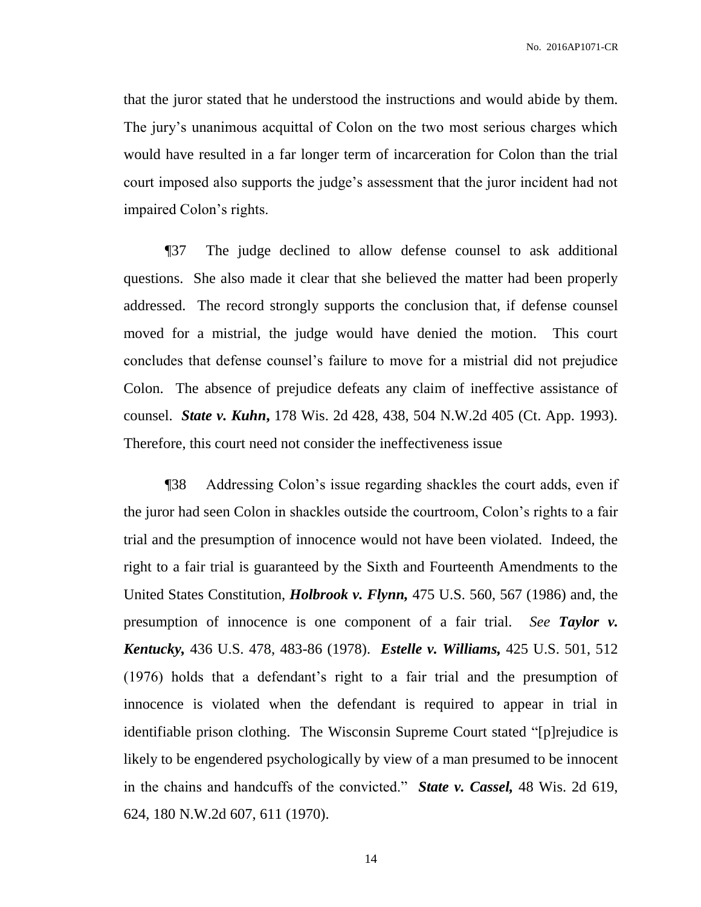that the juror stated that he understood the instructions and would abide by them. The jury's unanimous acquittal of Colon on the two most serious charges which would have resulted in a far longer term of incarceration for Colon than the trial court imposed also supports the judge's assessment that the juror incident had not impaired Colon's rights.

¶37 The judge declined to allow defense counsel to ask additional questions. She also made it clear that she believed the matter had been properly addressed. The record strongly supports the conclusion that, if defense counsel moved for a mistrial, the judge would have denied the motion. This court concludes that defense counsel's failure to move for a mistrial did not prejudice Colon. The absence of prejudice defeats any claim of ineffective assistance of counsel. ***State v. Kuhn,*** 178 Wis. 2d 428, 438, 504 N.W.2d 405 (Ct. App. 1993). Therefore, this court need not consider the ineffectiveness issue

¶38 Addressing Colon's issue regarding shackles the court adds, even if the juror had seen Colon in shackles outside the courtroom, Colon's rights to a fair trial and the presumption of innocence would not have been violated. Indeed, the right to a fair trial is guaranteed by the Sixth and Fourteenth Amendments to the United States Constitution, ***Holbrook v. Flynn,*** 475 U.S. 560, 567 (1986) and, the presumption of innocence is one component of a fair trial. *See* ***Taylor v. Kentucky,*** 436 U.S. 478, 483-86 (1978). ***Estelle v. Williams,*** 425 U.S. 501, 512 (1976) holds that a defendant's right to a fair trial and the presumption of innocence is violated when the defendant is required to appear in trial in identifiable prison clothing. The Wisconsin Supreme Court stated "[p]rejudice is likely to be engendered psychologically by view of a man presumed to be innocent in the chains and handcuffs of the convicted." ***State v. Cassel,*** 48 Wis. 2d 619, 624, 180 N.W.2d 607, 611 (1970).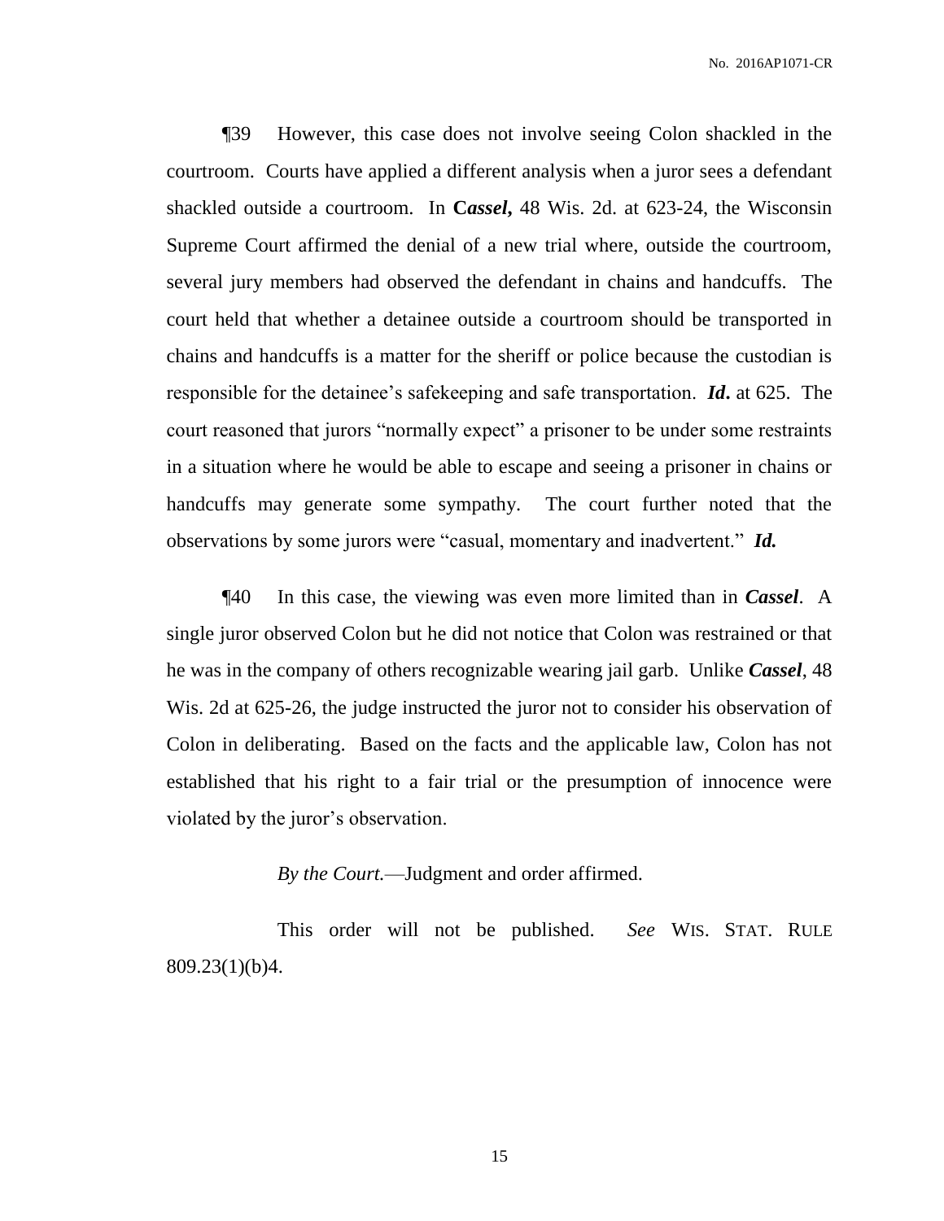¶39 However, this case does not involve seeing Colon shackled in the courtroom. Courts have applied a different analysis when a juror sees a defendant shackled outside a courtroom. In **C*assel*,** 48 Wis. 2d. at 623-24, the Wisconsin Supreme Court affirmed the denial of a new trial where, outside the courtroom, several jury members had observed the defendant in chains and handcuffs. The court held that whether a detainee outside a courtroom should be transported in chains and handcuffs is a matter for the sheriff or police because the custodian is responsible for the detainee's safekeeping and safe transportation. ***Id*.** at 625. The court reasoned that jurors "normally expect" a prisoner to be under some restraints in a situation where he would be able to escape and seeing a prisoner in chains or handcuffs may generate some sympathy. The court further noted that the observations by some jurors were "casual, momentary and inadvertent." ***Id.***

¶40 In this case, the viewing was even more limited than in ***Cassel***. A single juror observed Colon but he did not notice that Colon was restrained or that he was in the company of others recognizable wearing jail garb. Unlike ***Cassel***, 48 Wis. 2d at 625-26, the judge instructed the juror not to consider his observation of Colon in deliberating. Based on the facts and the applicable law, Colon has not established that his right to a fair trial or the presumption of innocence were violated by the juror's observation.

*By the Court.*—Judgment and order affirmed.

This order will not be published. *See* WIS. STAT. RULE 809.23(1)(b)4.